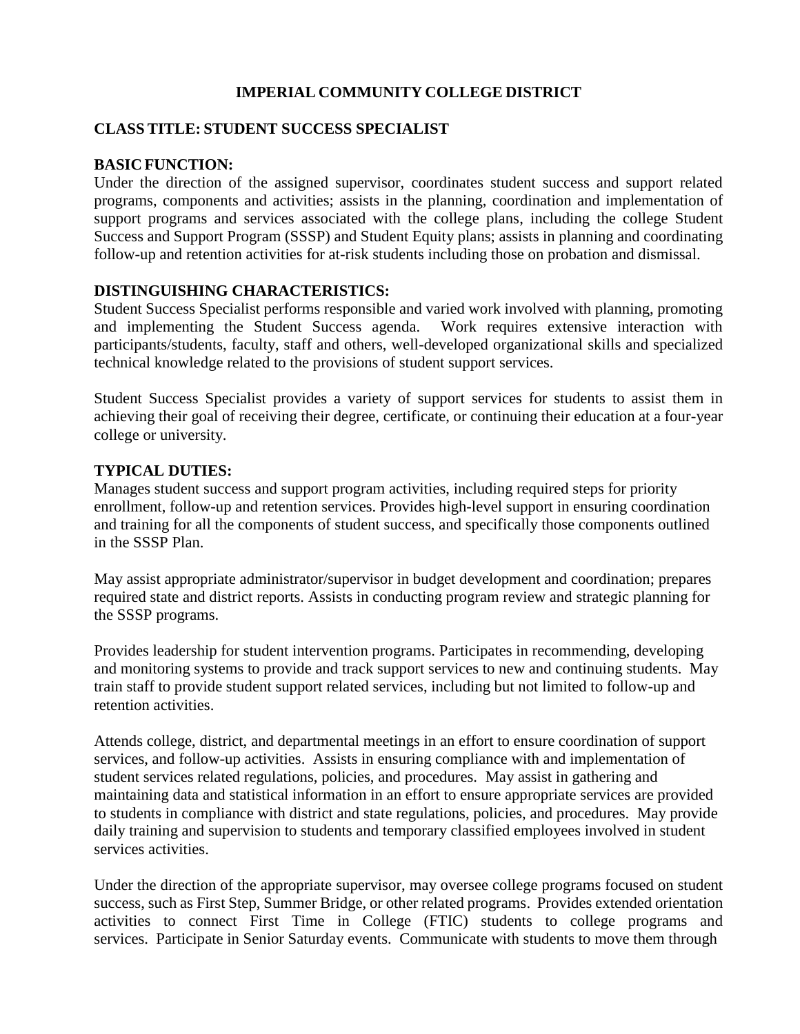# IMPERIAL COMMUNITY COLLEGE DISTRICT

## CLASS TITLE: STUDENT SUCCESS SPECIALIST

### BASIC FUNCTION:

Under the direction of the assigned supervisor, coordinates student success and support related programs, components and activities; assists in the planning, coordination and implementation of support programs and services associated with the college plans, including the college Student Success and Support Program (SSSP) and Student Equity plans; assists in planning and coordinating follow-up and retention activities for at-risk students including those on probation and dismissal.

### DISTINGUISHING CHARACTERISTICS:

Student Success Specialist performs responsible and varied work involved with planning, promoting and implementing the Student Success agenda. Work requires extensive interaction with participants/students, faculty, staff and others, well-developed organizational skills and specialized technical knowledge related to the provisions of student support services.

Student Success Specialist provides a variety of support services for students to assist them in achieving their goal of receiving their degree, certificate, or continuing their education at a four-year college or university.

### TYPICAL DUTIES:

Manages student success and support program activities, including required steps for priority enrollment, follow-up and retention services. Provides high-level support in ensuring coordination and training for all the components of student success, and specifically those components outlined in the SSSP Plan.

May assist appropriate administrator/supervisor in budget development and coordination; prepares required state and district reports. Assists in conducting program review and strategic planning for the SSSP programs.

Provides leadership for student intervention programs. Participates in recommending, developing and monitoring systems to provide and track support services to new and continuing students. May train staff to provide student support related services, including but not limited to follow-up and retention activities.

Attends college, district, and departmental meetings in an effort to ensure coordination of support services, and follow-up activities. Assists in ensuring compliance with and implementation of student services related regulations, policies, and procedures. May assist in gathering and maintaining data and statistical information in an effort to ensure appropriate services are provided to students in compliance with district and state regulations, policies, and procedures. May provide daily training and supervision to students and temporary classified employees involved in student services activities.

Under the direction of the appropriate supervisor, may oversee college programs focused on student success, such as First Step, Summer Bridge, or other related programs. Provides extended orientation activities to connect First Time in College (FTIC) students to college programs and services. Participate in Senior Saturday events. Communicate with students to move them through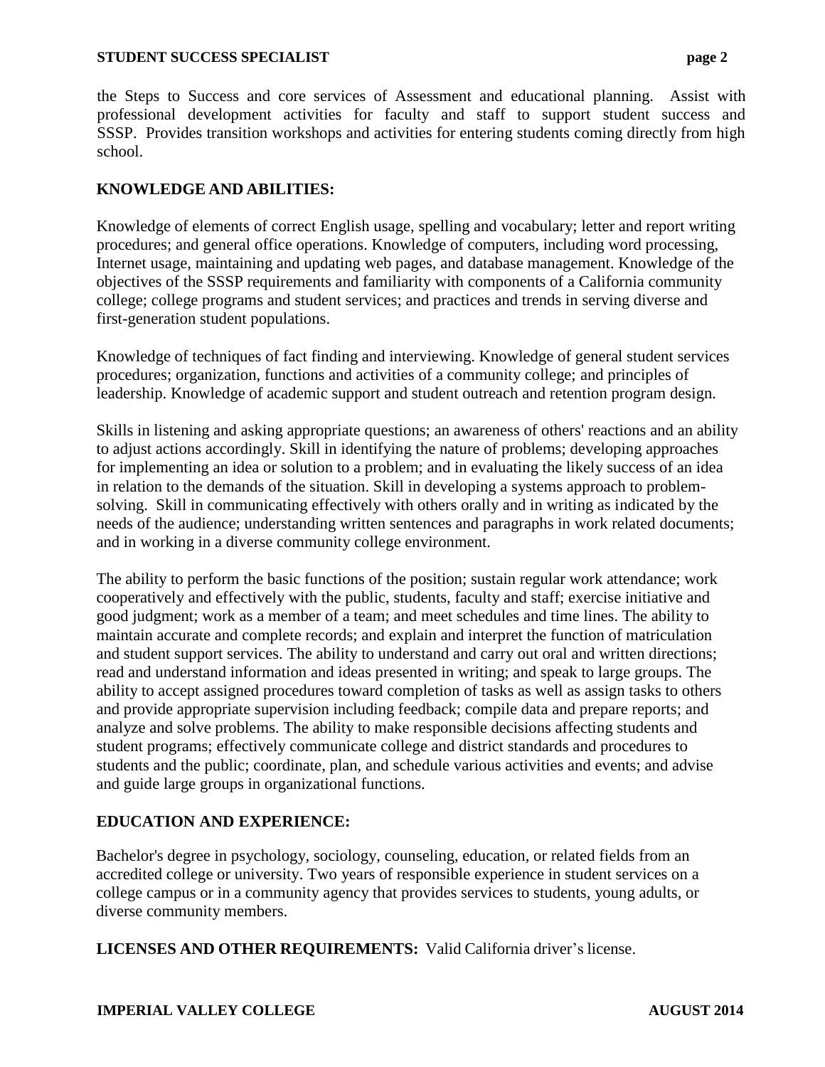the Steps to Success and core services of Assessment and educational planning. Assist with professional development activities for faculty and staff to support student success and SSSP. Provides transition workshops and activities for entering students coming directly from high school.

## KNOWLEDGE AND ABILITIES:

Knowledge of elements of correct English usage, spelling and vocabulary; letter and report writing procedures; and general office operations. Knowledge of computers, including word processing, Internet usage, maintaining and updating web pages, and database management. Knowledge of the objectives of the SSSP requirements and familiarity with components of a California community college; college programs and student services; and practices and trends in serving diverse and first-generation student populations.

Knowledge of techniques of fact finding and interviewing. Knowledge of general student services procedures; organization, functions and activities of a community college; and principles of leadership. Knowledge of academic support and student outreach and retention program design.

Skills in listening and asking appropriate questions; an awareness of others' reactions and an ability to adjust actions accordingly. Skill in identifying the nature of problems; developing approaches for implementing an idea or solution to a problem; and in evaluating the likely success of an idea in relation to the demands of the situation. Skill in developing a systems approach to problem-solving. Skill in communicating effectively with others orally and in writing as indicated by the needs of the audience; understanding written sentences and paragraphs in work related documents; and in working in a diverse community college environment.

The ability to perform the basic functions of the position; sustain regular work attendance; work cooperatively and effectively with the public, students, faculty and staff; exercise initiative and good judgment; work as a member of a team; and meet schedules and time lines. The ability to maintain accurate and complete records; and explain and interpret the function of matriculation and student support services. The ability to understand and carry out oral and written directions; read and understand information and ideas presented in writing; and speak to large groups. The ability to accept assigned procedures toward completion of tasks as well as assign tasks to others and provide appropriate supervision including feedback; compile data and prepare reports; and analyze and solve problems. The ability to make responsible decisions affecting students and student programs; effectively communicate college and district standards and procedures to students and the public; coordinate, plan, and schedule various activities and events; and advise and guide large groups in organizational functions.

## EDUCATION AND EXPERIENCE:

Bachelor's degree in psychology, sociology, counseling, education, or related fields from an accredited college or university. Two years of responsible experience in student services on a college campus or in a community agency that provides services to students, young adults, or diverse community members.

**LICENSES AND OTHER REQUIREMENTS:** Valid California driver's license.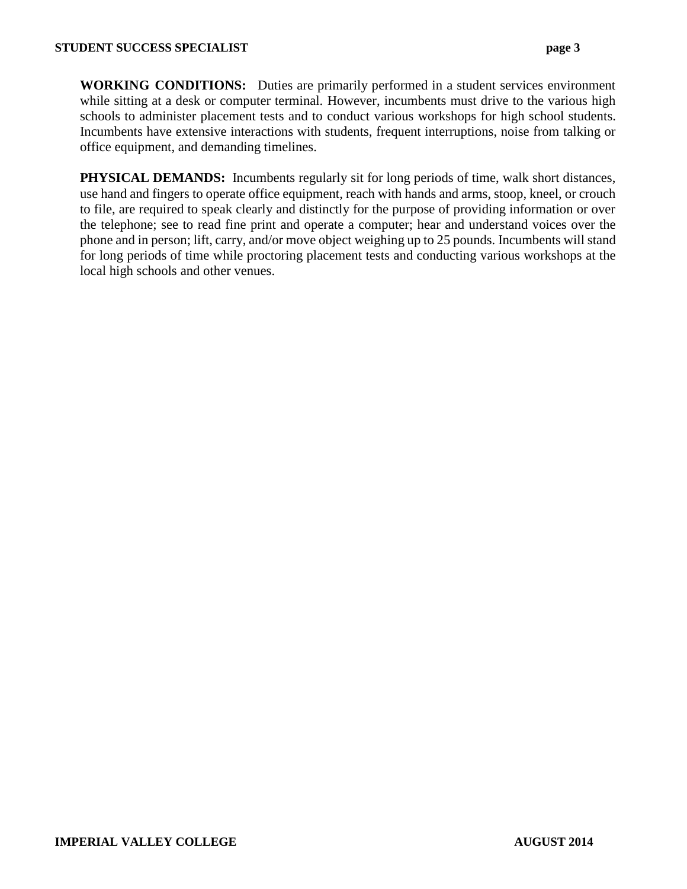**WORKING CONDITIONS:** Duties are primarily performed in a student services environment while sitting at a desk or computer terminal. However, incumbents must drive to the various high schools to administer placement tests and to conduct various workshops for high school students. Incumbents have extensive interactions with students, frequent interruptions, noise from talking or office equipment, and demanding timelines.

**PHYSICAL DEMANDS:** Incumbents regularly sit for long periods of time, walk short distances, use hand and fingers to operate office equipment, reach with hands and arms, stoop, kneel, or crouch to file, are required to speak clearly and distinctly for the purpose of providing information or over the telephone; see to read fine print and operate a computer; hear and understand voices over the phone and in person; lift, carry, and/or move object weighing up to 25 pounds. Incumbents will stand for long periods of time while proctoring placement tests and conducting various workshops at the local high schools and other venues.